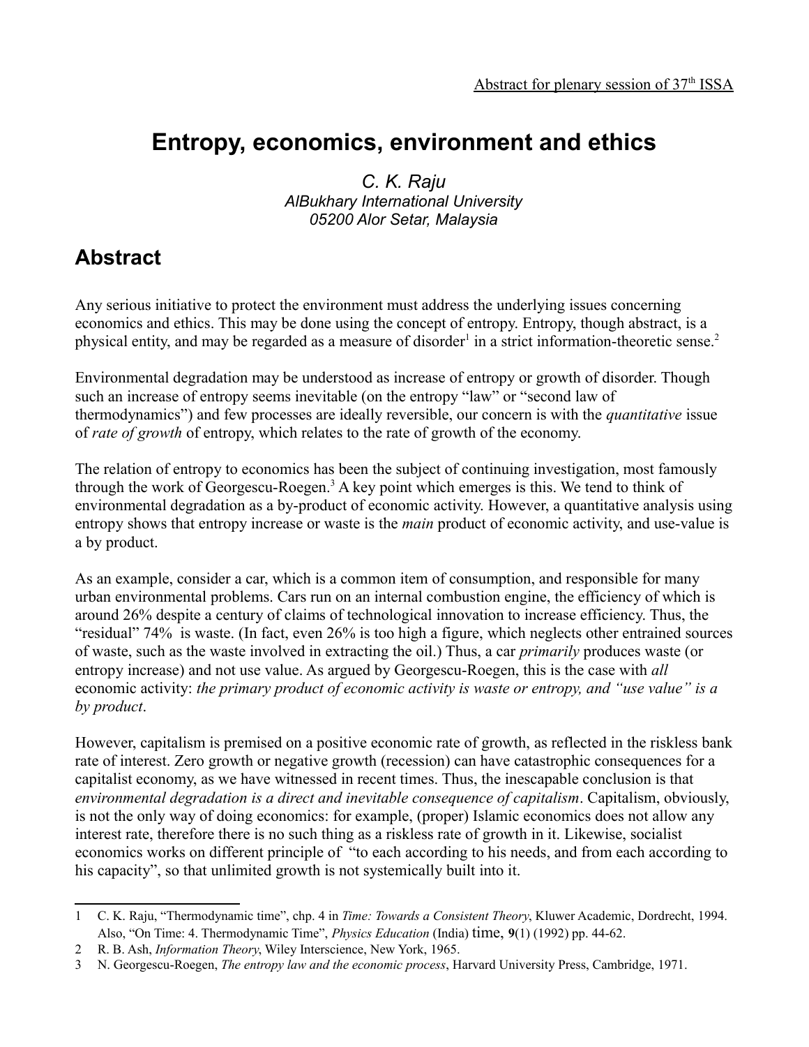Abstract for plenary session of 37th ISSA

# Entropy, economics, environment and ethics

*C. K. Raju*
*AlBukhary International University*
*05200 Alor Setar, Malaysia*

## Abstract

Any serious initiative to protect the environment must address the underlying issues concerning economics and ethics. This may be done using the concept of entropy. Entropy, though abstract, is a physical entity, and may be regarded as a measure of disorder[1] in a strict information-theoretic sense.[2]

Environmental degradation may be understood as increase of entropy or growth of disorder. Though such an increase of entropy seems inevitable (on the entropy "law" or "second law of thermodynamics") and few processes are ideally reversible, our concern is with the *quantitative* issue of *rate of growth* of entropy, which relates to the rate of growth of the economy.

The relation of entropy to economics has been the subject of continuing investigation, most famously through the work of Georgescu-Roegen.[3] A key point which emerges is this. We tend to think of environmental degradation as a by-product of economic activity. However, a quantitative analysis using entropy shows that entropy increase or waste is the *main* product of economic activity, and use-value is a by product.

As an example, consider a car, which is a common item of consumption, and responsible for many urban environmental problems. Cars run on an internal combustion engine, the efficiency of which is around 26% despite a century of claims of technological innovation to increase efficiency. Thus, the "residual" 74% is waste. (In fact, even 26% is too high a figure, which neglects other entrained sources of waste, such as the waste involved in extracting the oil.) Thus, a car *primarily* produces waste (or entropy increase) and not use value. As argued by Georgescu-Roegen, this is the case with *all* economic activity: *the primary product of economic activity is waste or entropy, and "use value" is a by product*.

However, capitalism is premised on a positive economic rate of growth, as reflected in the riskless bank rate of interest. Zero growth or negative growth (recession) can have catastrophic consequences for a capitalist economy, as we have witnessed in recent times. Thus, the inescapable conclusion is that *environmental degradation is a direct and inevitable consequence of capitalism*. Capitalism, obviously, is not the only way of doing economics: for example, (proper) Islamic economics does not allow any interest rate, therefore there is no such thing as a riskless rate of growth in it. Likewise, socialist economics works on different principle of "to each according to his needs, and from each according to his capacity", so that unlimited growth is not systemically built into it.

---

1 C. K. Raju, "Thermodynamic time", chp. 4 in *Time: Towards a Consistent Theory*, Kluwer Academic, Dordrecht, 1994. Also, "On Time: 4. Thermodynamic Time", *Physics Education* (India) time, **9**(1) (1992) pp. 44-62.

2 R. B. Ash, *Information Theory*, Wiley Interscience, New York, 1965.

3 N. Georgescu-Roegen, *The entropy law and the economic process*, Harvard University Press, Cambridge, 1971.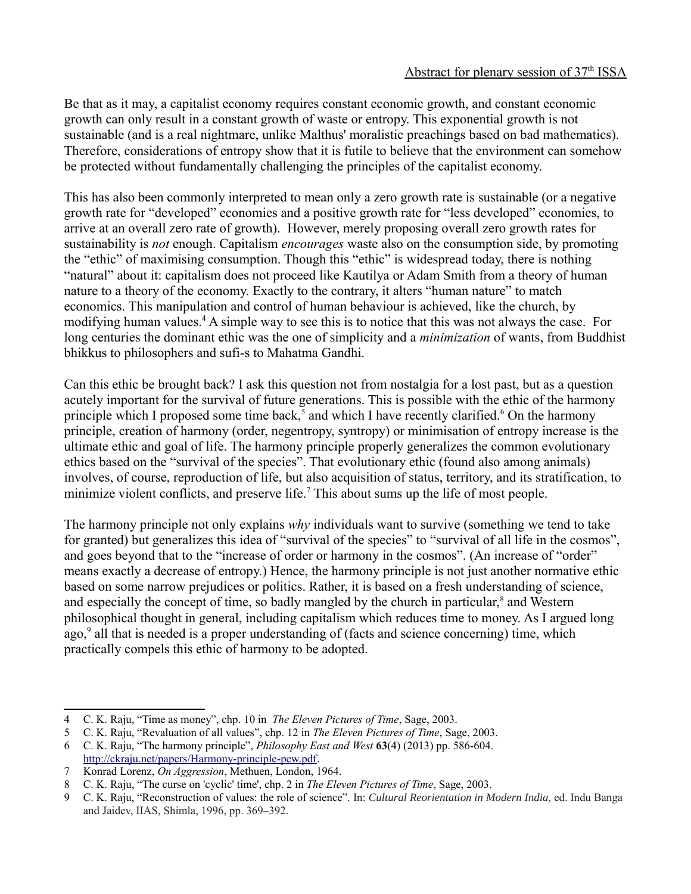Be that as it may, a capitalist economy requires constant economic growth, and constant economic growth can only result in a constant growth of waste or entropy. This exponential growth is not sustainable (and is a real nightmare, unlike Malthus' moralistic preachings based on bad mathematics). Therefore, considerations of entropy show that it is futile to believe that the environment can somehow be protected without fundamentally challenging the principles of the capitalist economy.

This has also been commonly interpreted to mean only a zero growth rate is sustainable (or a negative growth rate for "developed" economies and a positive growth rate for "less developed" economies, to arrive at an overall zero rate of growth). However, merely proposing overall zero growth rates for sustainability is *not* enough. Capitalism *encourages* waste also on the consumption side, by promoting the "ethic" of maximising consumption. Though this "ethic" is widespread today, there is nothing "natural" about it: capitalism does not proceed like Kautilya or Adam Smith from a theory of human nature to a theory of the economy. Exactly to the contrary, it alters "human nature" to match economics. This manipulation and control of human behaviour is achieved, like the church, by modifying human values.[4] A simple way to see this is to notice that this was not always the case. For long centuries the dominant ethic was the one of simplicity and a *minimization* of wants, from Buddhist bhikkus to philosophers and sufi-s to Mahatma Gandhi.

Can this ethic be brought back? I ask this question not from nostalgia for a lost past, but as a question acutely important for the survival of future generations. This is possible with the ethic of the harmony principle which I proposed some time back,[5] and which I have recently clarified.[6] On the harmony principle, creation of harmony (order, negentropy, syntropy) or minimisation of entropy increase is the ultimate ethic and goal of life. The harmony principle properly generalizes the common evolutionary ethics based on the "survival of the species". That evolutionary ethic (found also among animals) involves, of course, reproduction of life, but also acquisition of status, territory, and its stratification, to minimize violent conflicts, and preserve life.[7] This about sums up the life of most people.

The harmony principle not only explains *why* individuals want to survive (something we tend to take for granted) but generalizes this idea of "survival of the species" to "survival of all life in the cosmos", and goes beyond that to the "increase of order or harmony in the cosmos". (An increase of "order" means exactly a decrease of entropy.) Hence, the harmony principle is not just another normative ethic based on some narrow prejudices or politics. Rather, it is based on a fresh understanding of science, and especially the concept of time, so badly mangled by the church in particular,[8] and Western philosophical thought in general, including capitalism which reduces time to money. As I argued long ago,[9] all that is needed is a proper understanding of (facts and science concerning) time, which practically compels this ethic of harmony to be adopted.

---

4 C. K. Raju, "Time as money", chp. 10 in *The Eleven Pictures of Time*, Sage, 2003.

5 C. K. Raju, "Revaluation of all values", chp. 12 in *The Eleven Pictures of Time*, Sage, 2003.

6 C. K. Raju, "The harmony principle", *Philosophy East and West* **63**(4) (2013) pp. 586-604. http://ckraju.net/papers/Harmony-principle-pew.pdf.

7 Konrad Lorenz, *On Aggression*, Methuen, London, 1964.

8 C. K. Raju, "The curse on 'cyclic' time', chp. 2 in *The Eleven Pictures of Time*, Sage, 2003.

9 C. K. Raju, "Reconstruction of values: the role of science". In: *Cultural Reorientation in Modern India,* ed. Indu Banga and Jaidev, IIAS, Shimla, 1996, pp. 369–392.